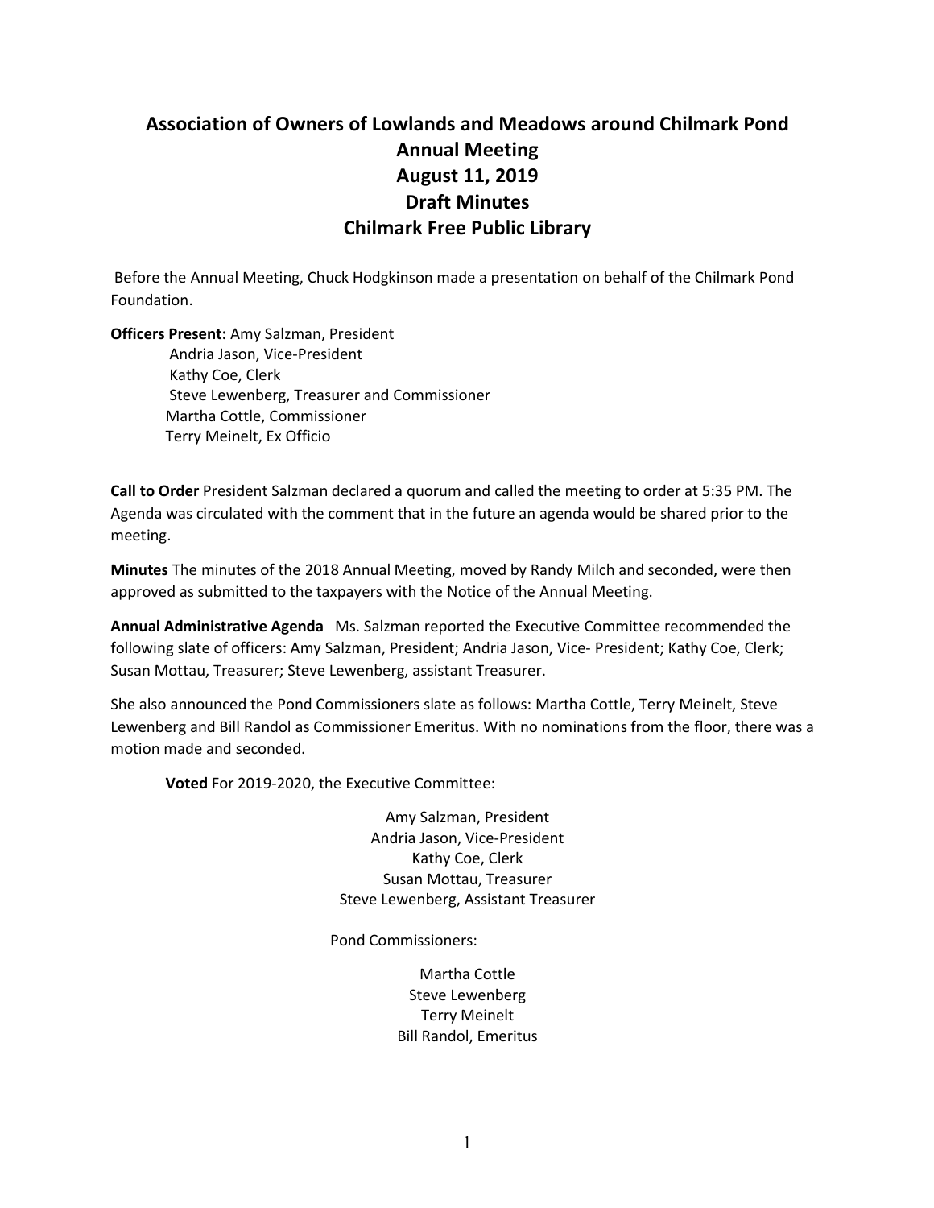# Association of Owners of Lowlands and Meadows around Chilmark Pond
## Annual Meeting
## August 11, 2019
## Draft Minutes
## Chilmark Free Public Library

Before the Annual Meeting, Chuck Hodgkinson made a presentation on behalf of the Chilmark Pond Foundation.

**Officers Present:** Amy Salzman, President
Andria Jason, Vice-President
Kathy Coe, Clerk
Steve Lewenberg, Treasurer and Commissioner
Martha Cottle, Commissioner
Terry Meinelt, Ex Officio

**Call to Order** President Salzman declared a quorum and called the meeting to order at 5:35 PM. The Agenda was circulated with the comment that in the future an agenda would be shared prior to the meeting.

**Minutes** The minutes of the 2018 Annual Meeting, moved by Randy Milch and seconded, were then approved as submitted to the taxpayers with the Notice of the Annual Meeting.

**Annual Administrative Agenda** Ms. Salzman reported the Executive Committee recommended the following slate of officers: Amy Salzman, President; Andria Jason, Vice- President; Kathy Coe, Clerk; Susan Mottau, Treasurer; Steve Lewenberg, assistant Treasurer.

She also announced the Pond Commissioners slate as follows: Martha Cottle, Terry Meinelt, Steve Lewenberg and Bill Randol as Commissioner Emeritus. With no nominations from the floor, there was a motion made and seconded.

**Voted** For 2019-2020, the Executive Committee:

Amy Salzman, President
Andria Jason, Vice-President
Kathy Coe, Clerk
Susan Mottau, Treasurer
Steve Lewenberg, Assistant Treasurer

Pond Commissioners:

Martha Cottle
Steve Lewenberg
Terry Meinelt
Bill Randol, Emeritus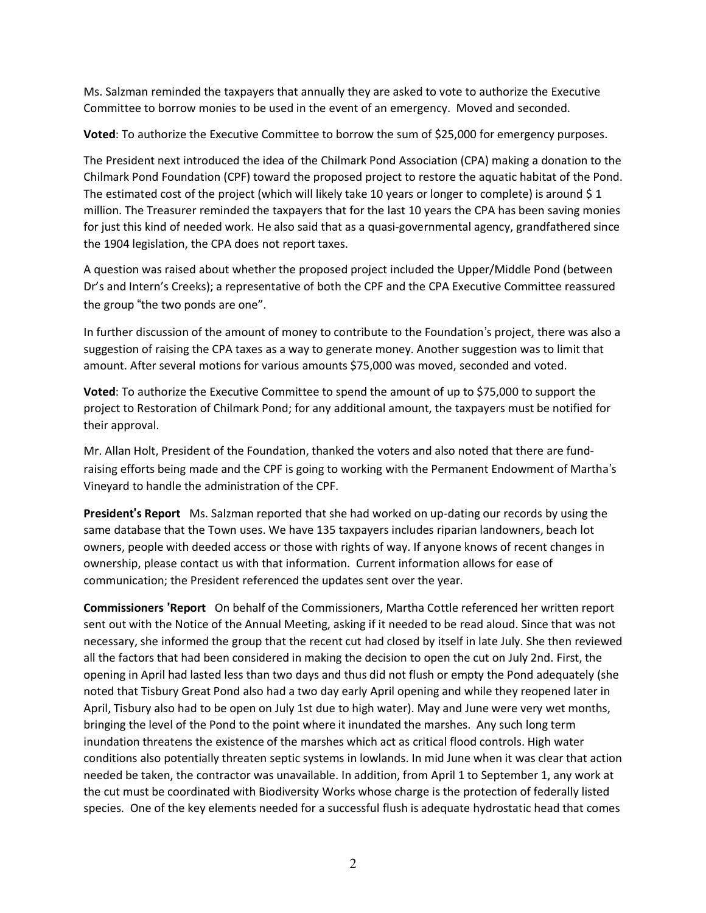Ms. Salzman reminded the taxpayers that annually they are asked to vote to authorize the Executive Committee to borrow monies to be used in the event of an emergency. Moved and seconded.

**Voted**: To authorize the Executive Committee to borrow the sum of $25,000 for emergency purposes.

The President next introduced the idea of the Chilmark Pond Association (CPA) making a donation to the Chilmark Pond Foundation (CPF) toward the proposed project to restore the aquatic habitat of the Pond. The estimated cost of the project (which will likely take 10 years or longer to complete) is around $ 1 million. The Treasurer reminded the taxpayers that for the last 10 years the CPA has been saving monies for just this kind of needed work. He also said that as a quasi-governmental agency, grandfathered since the 1904 legislation, the CPA does not report taxes.

A question was raised about whether the proposed project included the Upper/Middle Pond (between Dr's and Intern's Creeks); a representative of both the CPF and the CPA Executive Committee reassured the group "the two ponds are one".

In further discussion of the amount of money to contribute to the Foundation's project, there was also a suggestion of raising the CPA taxes as a way to generate money. Another suggestion was to limit that amount. After several motions for various amounts $75,000 was moved, seconded and voted.

**Voted**: To authorize the Executive Committee to spend the amount of up to $75,000 to support the project to Restoration of Chilmark Pond; for any additional amount, the taxpayers must be notified for their approval.

Mr. Allan Holt, President of the Foundation, thanked the voters and also noted that there are fund-raising efforts being made and the CPF is going to working with the Permanent Endowment of Martha's Vineyard to handle the administration of the CPF.

**President's Report** Ms. Salzman reported that she had worked on up-dating our records by using the same database that the Town uses. We have 135 taxpayers includes riparian landowners, beach lot owners, people with deeded access or those with rights of way. If anyone knows of recent changes in ownership, please contact us with that information. Current information allows for ease of communication; the President referenced the updates sent over the year.

**Commissioners 'Report** On behalf of the Commissioners, Martha Cottle referenced her written report sent out with the Notice of the Annual Meeting, asking if it needed to be read aloud. Since that was not necessary, she informed the group that the recent cut had closed by itself in late July. She then reviewed all the factors that had been considered in making the decision to open the cut on July 2nd. First, the opening in April had lasted less than two days and thus did not flush or empty the Pond adequately (she noted that Tisbury Great Pond also had a two day early April opening and while they reopened later in April, Tisbury also had to be open on July 1st due to high water). May and June were very wet months, bringing the level of the Pond to the point where it inundated the marshes. Any such long term inundation threatens the existence of the marshes which act as critical flood controls. High water conditions also potentially threaten septic systems in lowlands. In mid June when it was clear that action needed be taken, the contractor was unavailable. In addition, from April 1 to September 1, any work at the cut must be coordinated with Biodiversity Works whose charge is the protection of federally listed species. One of the key elements needed for a successful flush is adequate hydrostatic head that comes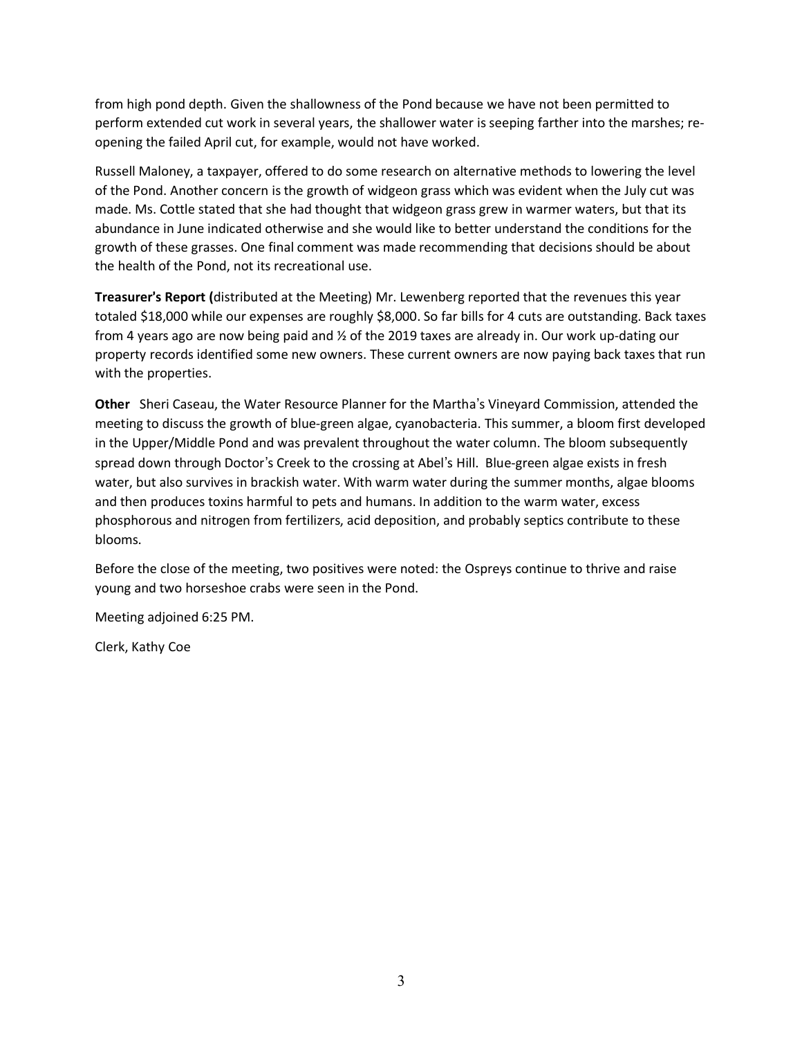from high pond depth. Given the shallowness of the Pond because we have not been permitted to perform extended cut work in several years, the shallower water is seeping farther into the marshes; re-opening the failed April cut, for example, would not have worked.

Russell Maloney, a taxpayer, offered to do some research on alternative methods to lowering the level of the Pond. Another concern is the growth of widgeon grass which was evident when the July cut was made. Ms. Cottle stated that she had thought that widgeon grass grew in warmer waters, but that its abundance in June indicated otherwise and she would like to better understand the conditions for the growth of these grasses. One final comment was made recommending that decisions should be about the health of the Pond, not its recreational use.

**Treasurer's Report (**distributed at the Meeting) Mr. Lewenberg reported that the revenues this year totaled $18,000 while our expenses are roughly $8,000. So far bills for 4 cuts are outstanding. Back taxes from 4 years ago are now being paid and ½ of the 2019 taxes are already in. Our work up-dating our property records identified some new owners. These current owners are now paying back taxes that run with the properties.

**Other** Sheri Caseau, the Water Resource Planner for the Martha's Vineyard Commission, attended the meeting to discuss the growth of blue-green algae, cyanobacteria. This summer, a bloom first developed in the Upper/Middle Pond and was prevalent throughout the water column. The bloom subsequently spread down through Doctor's Creek to the crossing at Abel's Hill. Blue-green algae exists in fresh water, but also survives in brackish water. With warm water during the summer months, algae blooms and then produces toxins harmful to pets and humans. In addition to the warm water, excess phosphorous and nitrogen from fertilizers, acid deposition, and probably septics contribute to these blooms.

Before the close of the meeting, two positives were noted: the Ospreys continue to thrive and raise young and two horseshoe crabs were seen in the Pond.

Meeting adjoined 6:25 PM.

Clerk, Kathy Coe